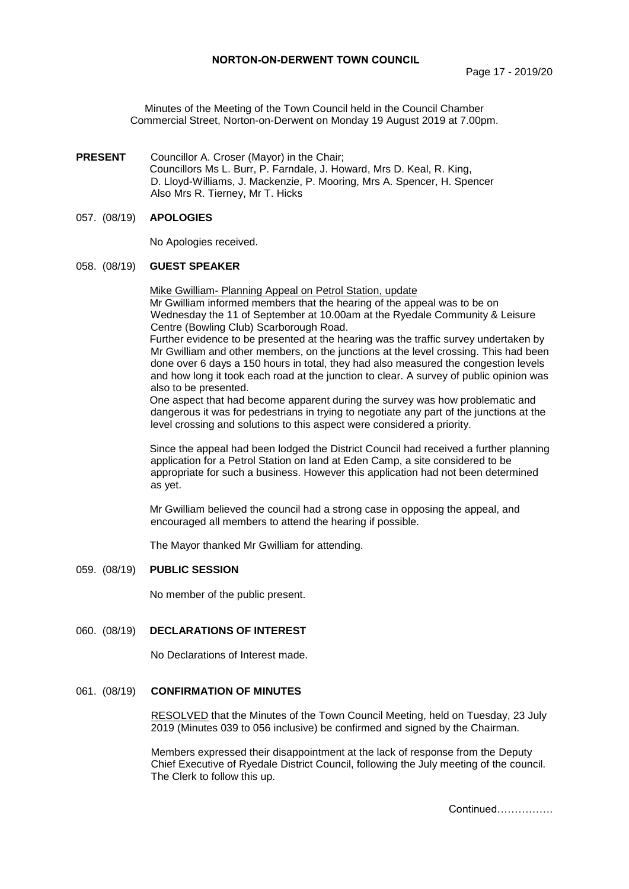# NORTON-ON-DERWENT TOWN COUNCIL

Minutes of the Meeting of the Town Council held in the Council Chamber Commercial Street, Norton-on-Derwent on Monday 19 August 2019 at 7.00pm.

**PRESENT** Councillor A. Croser (Mayor) in the Chair;
Councillors Ms L. Burr, P. Farndale, J. Howard, Mrs D. Keal, R. King, D. Lloyd-Williams, J. Mackenzie, P. Mooring, Mrs A. Spencer, H. Spencer
Also Mrs R. Tierney, Mr T. Hicks

## 057. (08/19) APOLOGIES

No Apologies received.

## 058. (08/19) GUEST SPEAKER

Mike Gwilliam- Planning Appeal on Petrol Station, update

Mr Gwilliam informed members that the hearing of the appeal was to be on Wednesday the 11 of September at 10.00am at the Ryedale Community & Leisure Centre (Bowling Club) Scarborough Road.

Further evidence to be presented at the hearing was the traffic survey undertaken by Mr Gwilliam and other members, on the junctions at the level crossing. This had been done over 6 days a 150 hours in total, they had also measured the congestion levels and how long it took each road at the junction to clear. A survey of public opinion was also to be presented.

One aspect that had become apparent during the survey was how problematic and dangerous it was for pedestrians in trying to negotiate any part of the junctions at the level crossing and solutions to this aspect were considered a priority.

Since the appeal had been lodged the District Council had received a further planning application for a Petrol Station on land at Eden Camp, a site considered to be appropriate for such a business. However this application had not been determined as yet.

Mr Gwilliam believed the council had a strong case in opposing the appeal, and encouraged all members to attend the hearing if possible.

The Mayor thanked Mr Gwilliam for attending.

## 059. (08/19) PUBLIC SESSION

No member of the public present.

## 060. (08/19) DECLARATIONS OF INTEREST

No Declarations of Interest made.

## 061. (08/19) CONFIRMATION OF MINUTES

RESOLVED that the Minutes of the Town Council Meeting, held on Tuesday, 23 July 2019 (Minutes 039 to 056 inclusive) be confirmed and signed by the Chairman.

Members expressed their disappointment at the lack of response from the Deputy Chief Executive of Ryedale District Council, following the July meeting of the council. The Clerk to follow this up.

Continued…………….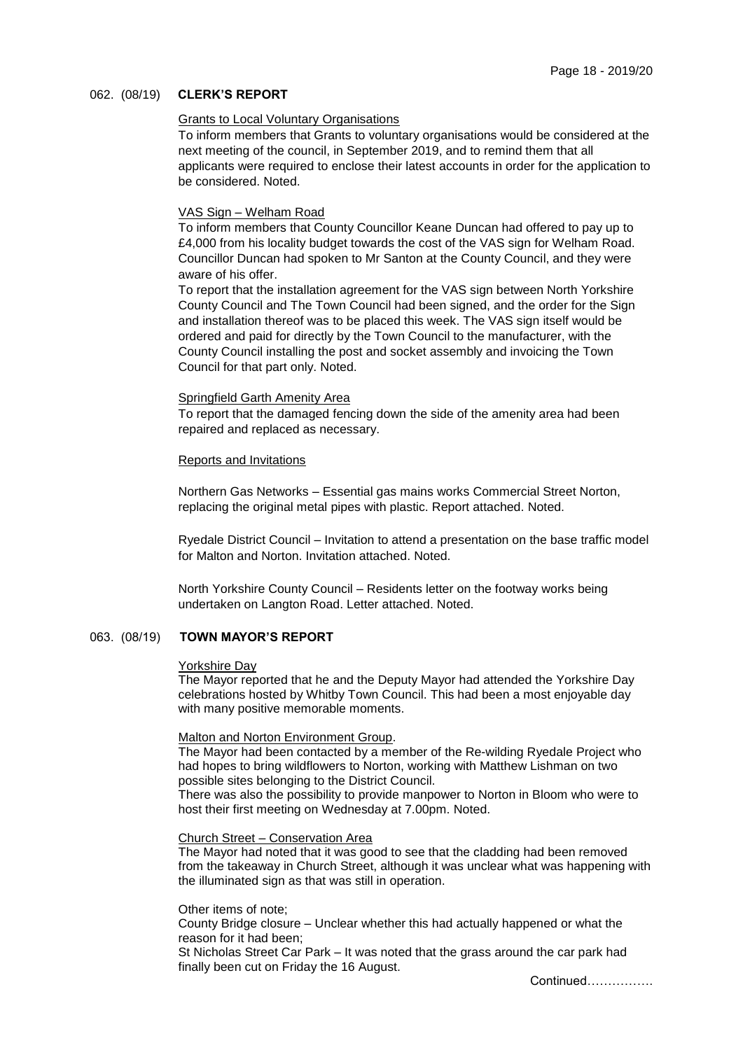## 062. (08/19) CLERK'S REPORT

Grants to Local Voluntary Organisations

To inform members that Grants to voluntary organisations would be considered at the next meeting of the council, in September 2019, and to remind them that all applicants were required to enclose their latest accounts in order for the application to be considered. Noted.

VAS Sign – Welham Road

To inform members that County Councillor Keane Duncan had offered to pay up to £4,000 from his locality budget towards the cost of the VAS sign for Welham Road. Councillor Duncan had spoken to Mr Santon at the County Council, and they were aware of his offer.

To report that the installation agreement for the VAS sign between North Yorkshire County Council and The Town Council had been signed, and the order for the Sign and installation thereof was to be placed this week. The VAS sign itself would be ordered and paid for directly by the Town Council to the manufacturer, with the County Council installing the post and socket assembly and invoicing the Town Council for that part only. Noted.

Springfield Garth Amenity Area

To report that the damaged fencing down the side of the amenity area had been repaired and replaced as necessary.

Reports and Invitations

Northern Gas Networks – Essential gas mains works Commercial Street Norton, replacing the original metal pipes with plastic. Report attached. Noted.

Ryedale District Council – Invitation to attend a presentation on the base traffic model for Malton and Norton. Invitation attached. Noted.

North Yorkshire County Council – Residents letter on the footway works being undertaken on Langton Road. Letter attached. Noted.

## 063. (08/19) TOWN MAYOR'S REPORT

Yorkshire Day

The Mayor reported that he and the Deputy Mayor had attended the Yorkshire Day celebrations hosted by Whitby Town Council. This had been a most enjoyable day with many positive memorable moments.

Malton and Norton Environment Group.

The Mayor had been contacted by a member of the Re-wilding Ryedale Project who had hopes to bring wildflowers to Norton, working with Matthew Lishman on two possible sites belonging to the District Council.

There was also the possibility to provide manpower to Norton in Bloom who were to host their first meeting on Wednesday at 7.00pm. Noted.

Church Street – Conservation Area

The Mayor had noted that it was good to see that the cladding had been removed from the takeaway in Church Street, although it was unclear what was happening with the illuminated sign as that was still in operation.

Other items of note;

County Bridge closure – Unclear whether this had actually happened or what the reason for it had been;

St Nicholas Street Car Park – It was noted that the grass around the car park had finally been cut on Friday the 16 August.

Continued…………….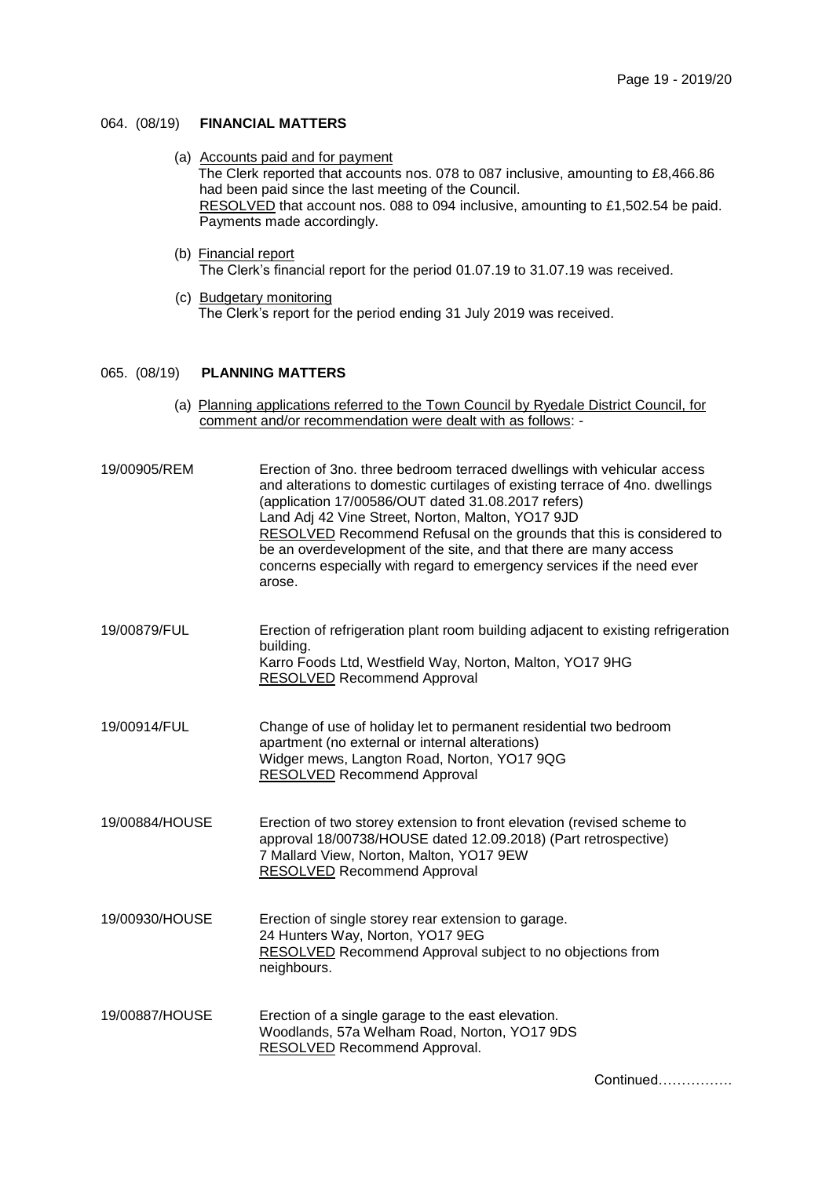## 064. (08/19) **FINANCIAL MATTERS**

(a) Accounts paid and for payment
The Clerk reported that accounts nos. 078 to 087 inclusive, amounting to £8,466.86 had been paid since the last meeting of the Council.
RESOLVED that account nos. 088 to 094 inclusive, amounting to £1,502.54 be paid. Payments made accordingly.

(b) Financial report
The Clerk's financial report for the period 01.07.19 to 31.07.19 was received.

(c) Budgetary monitoring
The Clerk's report for the period ending 31 July 2019 was received.

## 065. (08/19) **PLANNING MATTERS**

(a) Planning applications referred to the Town Council by Ryedale District Council, for comment and/or recommendation were dealt with as follows: -

| | |
|---|---|
| 19/00905/REM | Erection of 3no. three bedroom terraced dwellings with vehicular access and alterations to domestic curtilages of existing terrace of 4no. dwellings (application 17/00586/OUT dated 31.08.2017 refers)<br>Land Adj 42 Vine Street, Norton, Malton, YO17 9JD<br>RESOLVED Recommend Refusal on the grounds that this is considered to be an overdevelopment of the site, and that there are many access concerns especially with regard to emergency services if the need ever arose. |
| 19/00879/FUL | Erection of refrigeration plant room building adjacent to existing refrigeration building.<br>Karro Foods Ltd, Westfield Way, Norton, Malton, YO17 9HG<br>RESOLVED Recommend Approval |
| 19/00914/FUL | Change of use of holiday let to permanent residential two bedroom apartment (no external or internal alterations)<br>Widger mews, Langton Road, Norton, YO17 9QG<br>RESOLVED Recommend Approval |
| 19/00884/HOUSE | Erection of two storey extension to front elevation (revised scheme to approval 18/00738/HOUSE dated 12.09.2018) (Part retrospective)<br>7 Mallard View, Norton, Malton, YO17 9EW<br>RESOLVED Recommend Approval |
| 19/00930/HOUSE | Erection of single storey rear extension to garage.<br>24 Hunters Way, Norton, YO17 9EG<br>RESOLVED Recommend Approval subject to no objections from neighbours. |
| 19/00887/HOUSE | Erection of a single garage to the east elevation.<br>Woodlands, 57a Welham Road, Norton, YO17 9DS<br>RESOLVED Recommend Approval. |

Continued…………….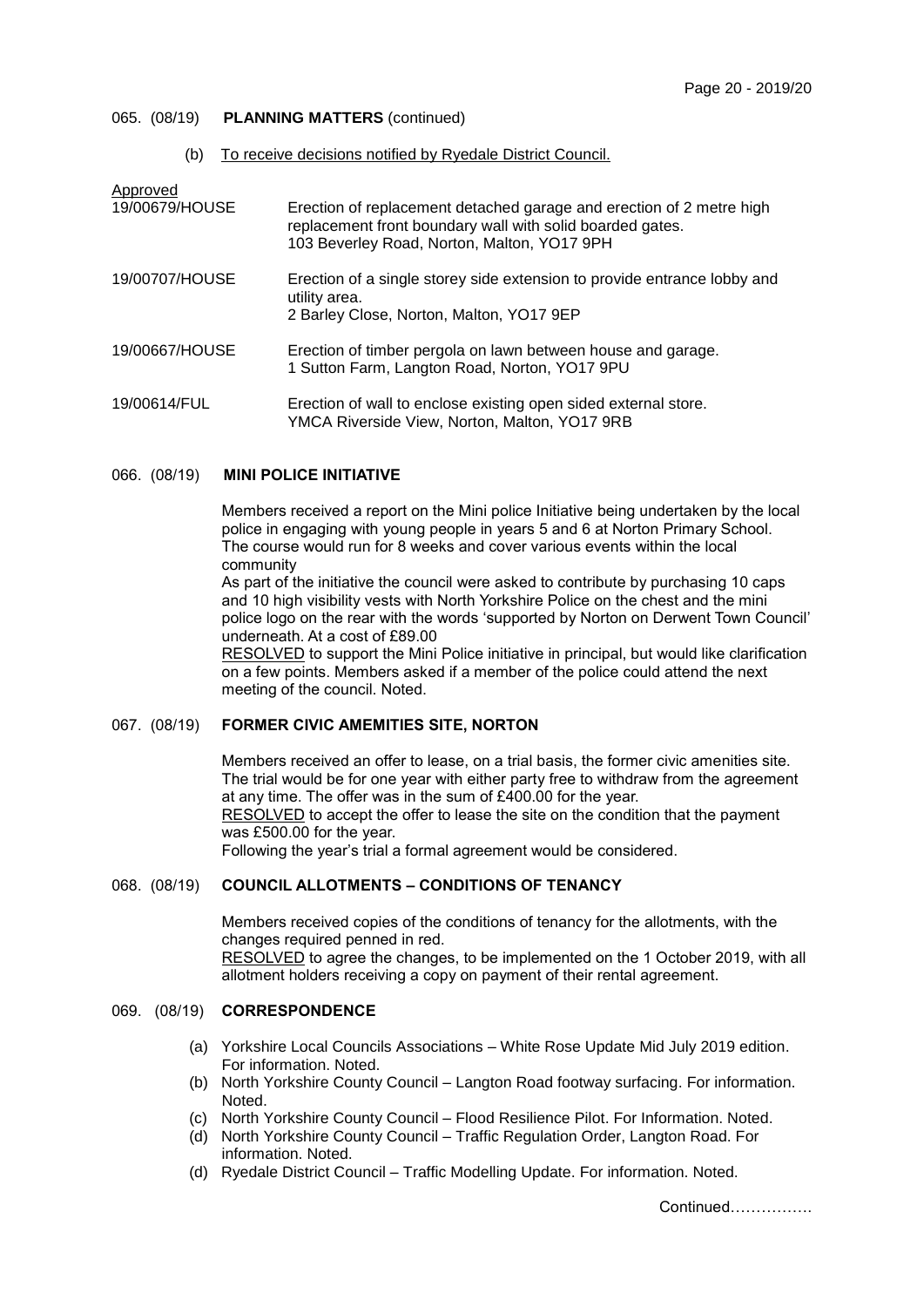065. (08/19) **PLANNING MATTERS** (continued)

(b) To receive decisions notified by Ryedale District Council.

Approved

| | |
|---|---|
| 19/00679/HOUSE | Erection of replacement detached garage and erection of 2 metre high replacement front boundary wall with solid boarded gates. 103 Beverley Road, Norton, Malton, YO17 9PH |
| 19/00707/HOUSE | Erection of a single storey side extension to provide entrance lobby and utility area. 2 Barley Close, Norton, Malton, YO17 9EP |
| 19/00667/HOUSE | Erection of timber pergola on lawn between house and garage. 1 Sutton Farm, Langton Road, Norton, YO17 9PU |
| 19/00614/FUL | Erection of wall to enclose existing open sided external store. YMCA Riverside View, Norton, Malton, YO17 9RB |

066. (08/19) **MINI POLICE INITIATIVE**

Members received a report on the Mini police Initiative being undertaken by the local police in engaging with young people in years 5 and 6 at Norton Primary School. The course would run for 8 weeks and cover various events within the local community

As part of the initiative the council were asked to contribute by purchasing 10 caps and 10 high visibility vests with North Yorkshire Police on the chest and the mini police logo on the rear with the words 'supported by Norton on Derwent Town Council' underneath. At a cost of £89.00

RESOLVED to support the Mini Police initiative in principal, but would like clarification on a few points. Members asked if a member of the police could attend the next meeting of the council. Noted.

067. (08/19) **FORMER CIVIC AMEMITIES SITE, NORTON**

Members received an offer to lease, on a trial basis, the former civic amenities site. The trial would be for one year with either party free to withdraw from the agreement at any time. The offer was in the sum of £400.00 for the year.

RESOLVED to accept the offer to lease the site on the condition that the payment was £500.00 for the year.

Following the year's trial a formal agreement would be considered.

068. (08/19) **COUNCIL ALLOTMENTS – CONDITIONS OF TENANCY**

Members received copies of the conditions of tenancy for the allotments, with the changes required penned in red.

RESOLVED to agree the changes, to be implemented on the 1 October 2019, with all allotment holders receiving a copy on payment of their rental agreement.

069. (08/19) **CORRESPONDENCE**

(a) Yorkshire Local Councils Associations – White Rose Update Mid July 2019 edition. For information. Noted.
(b) North Yorkshire County Council – Langton Road footway surfacing. For information. Noted.
(c) North Yorkshire County Council – Flood Resilience Pilot. For Information. Noted.
(d) North Yorkshire County Council – Traffic Regulation Order, Langton Road. For information. Noted.
(d) Ryedale District Council – Traffic Modelling Update. For information. Noted.

Continued…………….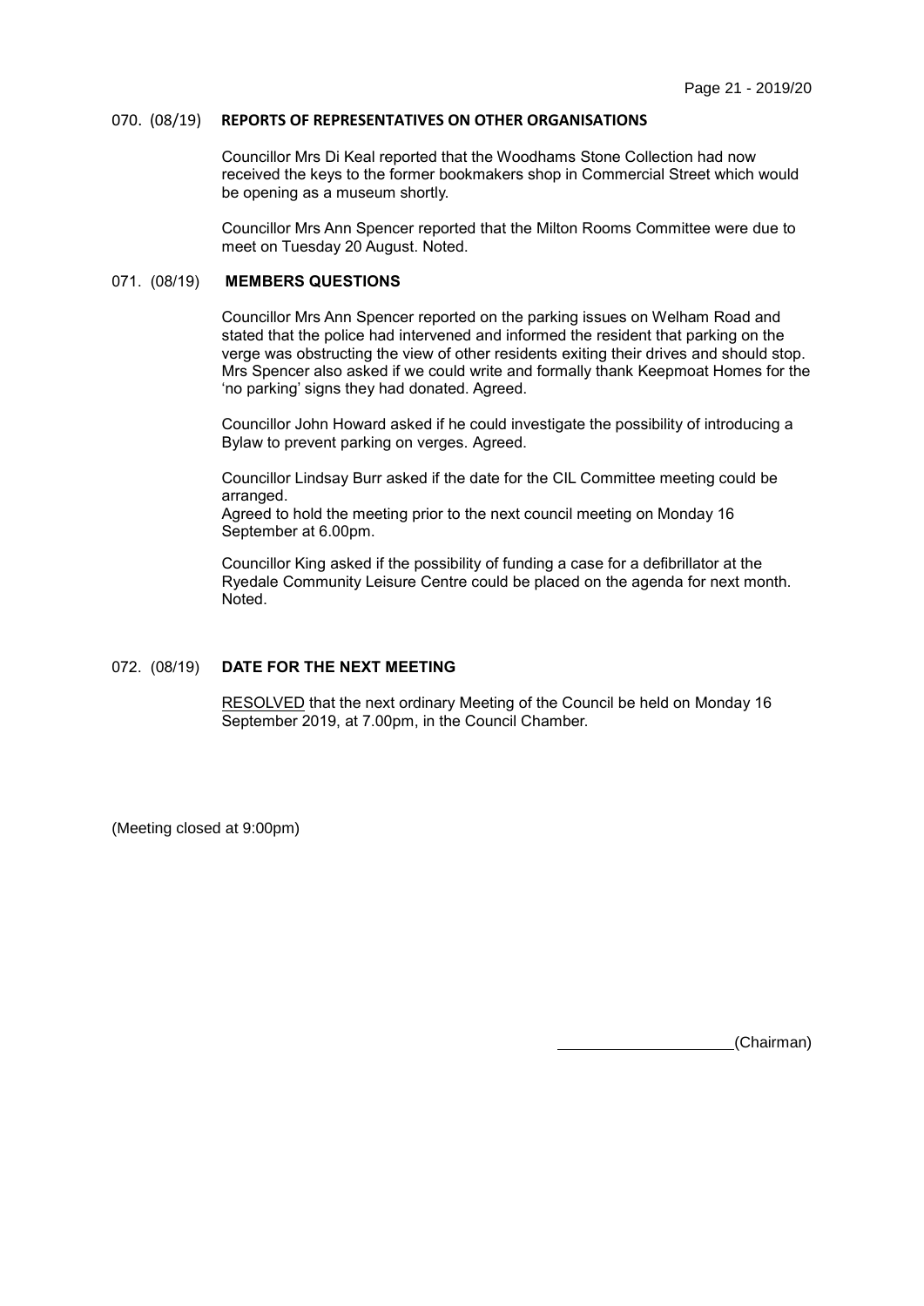## 070. (08/19) REPORTS OF REPRESENTATIVES ON OTHER ORGANISATIONS

Councillor Mrs Di Keal reported that the Woodhams Stone Collection had now received the keys to the former bookmakers shop in Commercial Street which would be opening as a museum shortly.

Councillor Mrs Ann Spencer reported that the Milton Rooms Committee were due to meet on Tuesday 20 August. Noted.

## 071. (08/19) MEMBERS QUESTIONS

Councillor Mrs Ann Spencer reported on the parking issues on Welham Road and stated that the police had intervened and informed the resident that parking on the verge was obstructing the view of other residents exiting their drives and should stop. Mrs Spencer also asked if we could write and formally thank Keepmoat Homes for the 'no parking' signs they had donated. Agreed.

Councillor John Howard asked if he could investigate the possibility of introducing a Bylaw to prevent parking on verges. Agreed.

Councillor Lindsay Burr asked if the date for the CIL Committee meeting could be arranged.
Agreed to hold the meeting prior to the next council meeting on Monday 16 September at 6.00pm.

Councillor King asked if the possibility of funding a case for a defibrillator at the Ryedale Community Leisure Centre could be placed on the agenda for next month. Noted.

## 072. (08/19) DATE FOR THE NEXT MEETING

RESOLVED that the next ordinary Meeting of the Council be held on Monday 16 September 2019, at 7.00pm, in the Council Chamber.

(Meeting closed at 9:00pm)

\_\_\_\_\_\_\_\_\_\_\_\_\_\_\_\_\_\_\_\_(Chairman)